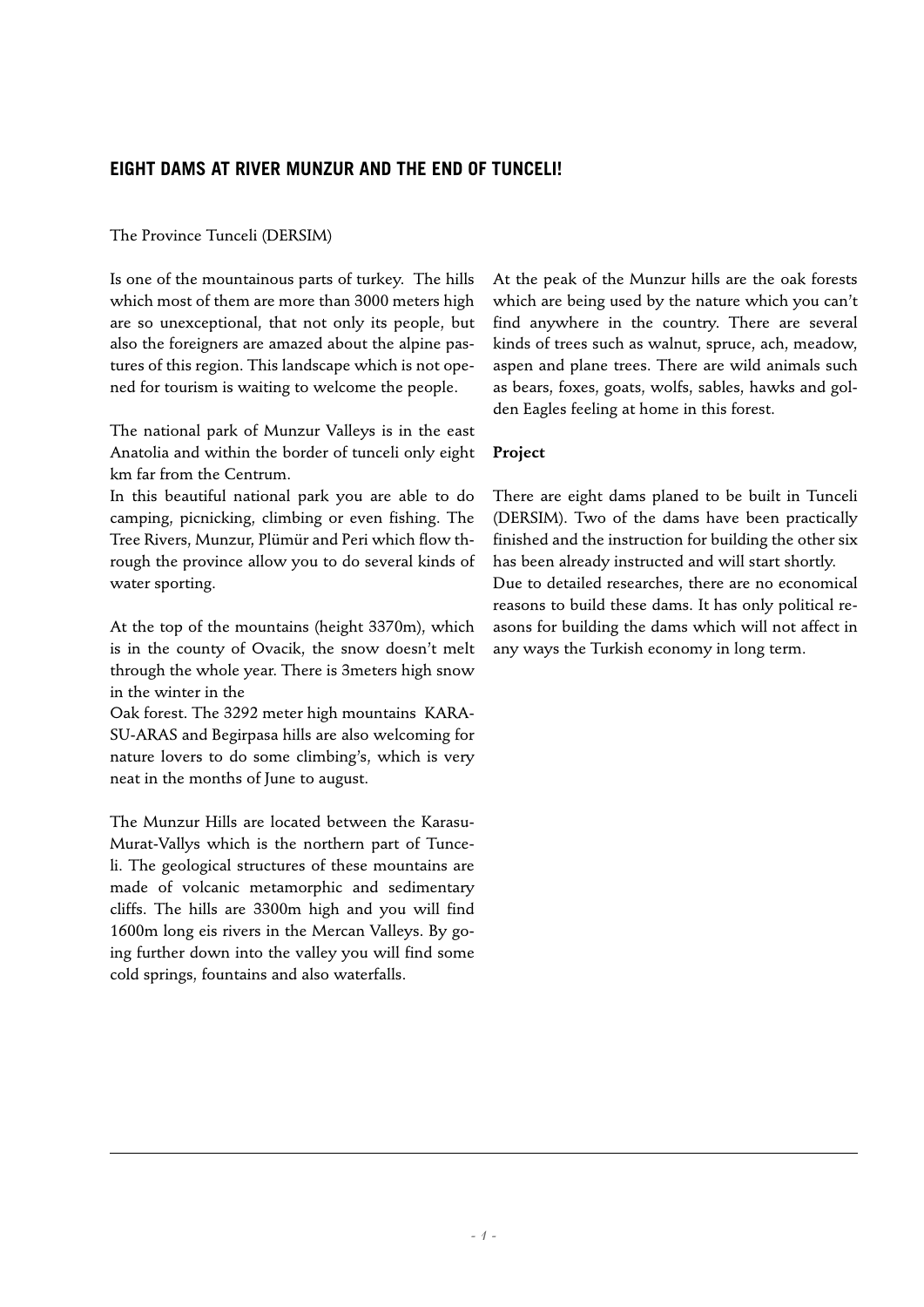## EIGHT DAMS AT RIVER MUNZUR AND THE END OF TUNCELI!

The Province Tunceli (DERSIM)

Is one of the mountainous parts of turkey. The hills which most of them are more than 3000 meters high are so unexceptional, that not only its people, but also the foreigners are amazed about the alpine pastures of this region. This landscape which is not opened for tourism is waiting to welcome the people.

The national park of Munzur Valleys is in the east Anatolia and within the border of tunceli only eight km far from the Centrum.
In this beautiful national park you are able to do camping, picnicking, climbing or even fishing. The Tree Rivers, Munzur, Plümür and Peri which flow through the province allow you to do several kinds of water sporting.

At the top of the mountains (height 3370m), which is in the county of Ovacik, the snow doesn't melt through the whole year. There is 3meters high snow in the winter in the
Oak forest. The 3292 meter high mountains KARA-SU-ARAS and Begirpasa hills are also welcoming for nature lovers to do some climbing's, which is very neat in the months of June to august.

The Munzur Hills are located between the Karasu-Murat-Vallys which is the northern part of Tunceli. The geological structures of these mountains are made of volcanic metamorphic and sedimentary cliffs. The hills are 3300m high and you will find 1600m long eis rivers in the Mercan Valleys. By going further down into the valley you will find some cold springs, fountains and also waterfalls.

At the peak of the Munzur hills are the oak forests which are being used by the nature which you can't find anywhere in the country. There are several kinds of trees such as walnut, spruce, ach, meadow, aspen and plane trees. There are wild animals such as bears, foxes, goats, wolfs, sables, hawks and golden Eagles feeling at home in this forest.

**Project**

There are eight dams planed to be built in Tunceli (DERSIM). Two of the dams have been practically finished and the instruction for building the other six has been already instructed and will start shortly.
Due to detailed researches, there are no economical reasons to build these dams. It has only political reasons for building the dams which will not affect in any ways the Turkish economy in long term.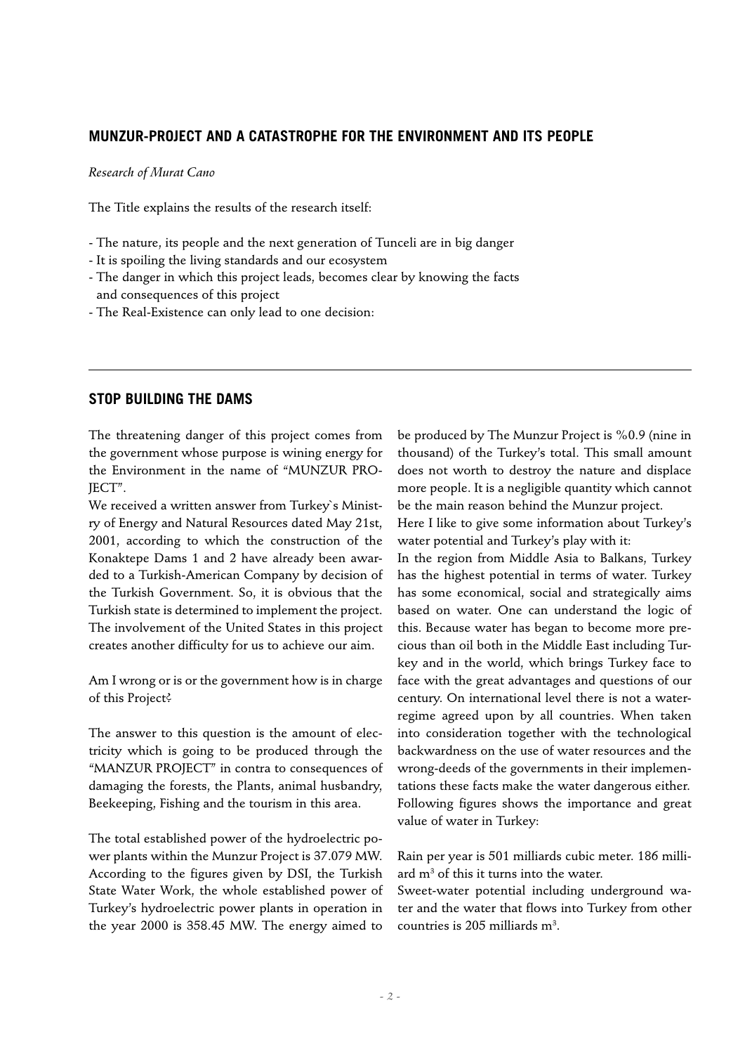## MUNZUR-PROJECT AND A CATASTROPHE FOR THE ENVIRONMENT AND ITS PEOPLE

*Research of Murat Cano*

The Title explains the results of the research itself:

- The nature, its people and the next generation of Tunceli are in big danger
- It is spoiling the living standards and our ecosystem
- The danger in which this project leads, becomes clear by knowing the facts and consequences of this project
- The Real-Existence can only lead to one decision:

---

## STOP BUILDING THE DAMS

The threatening danger of this project comes from the government whose purpose is wining energy for the Environment in the name of "MUNZUR PROJECT".

We received a written answer from Turkey`s Ministry of Energy and Natural Resources dated May 21st, 2001, according to which the construction of the Konaktepe Dams 1 and 2 have already been awarded to a Turkish-American Company by decision of the Turkish Government. So, it is obvious that the Turkish state is determined to implement the project. The involvement of the United States in this project creates another difficulty for us to achieve our aim.

Am I wrong or is or the government how is in charge of this Project?

The answer to this question is the amount of electricity which is going to be produced through the "MANZUR PROJECT" in contra to consequences of damaging the forests, the Plants, animal husbandry, Beekeeping, Fishing and the tourism in this area.

The total established power of the hydroelectric power plants within the Munzur Project is 37.079 MW. According to the figures given by DSI, the Turkish State Water Work, the whole established power of Turkey's hydroelectric power plants in operation in the year 2000 is 358.45 MW. The energy aimed to be produced by The Munzur Project is %0.9 (nine in thousand) of the Turkey's total. This small amount does not worth to destroy the nature and displace more people. It is a negligible quantity which cannot be the main reason behind the Munzur project.

Here I like to give some information about Turkey's water potential and Turkey's play with it:

In the region from Middle Asia to Balkans, Turkey has the highest potential in terms of water. Turkey has some economical, social and strategically aims based on water. One can understand the logic of this. Because water has began to become more precious than oil both in the Middle East including Turkey and in the world, which brings Turkey face to face with the great advantages and questions of our century. On international level there is not a water-regime agreed upon by all countries. When taken into consideration together with the technological backwardness on the use of water resources and the wrong-deeds of the governments in their implementations these facts make the water dangerous either. Following figures shows the importance and great value of water in Turkey:

Rain per year is 501 milliards cubic meter. 186 milliard $m^3$ of this it turns into the water.

Sweet-water potential including underground water and the water that flows into Turkey from other countries is 205 milliards $m^3$.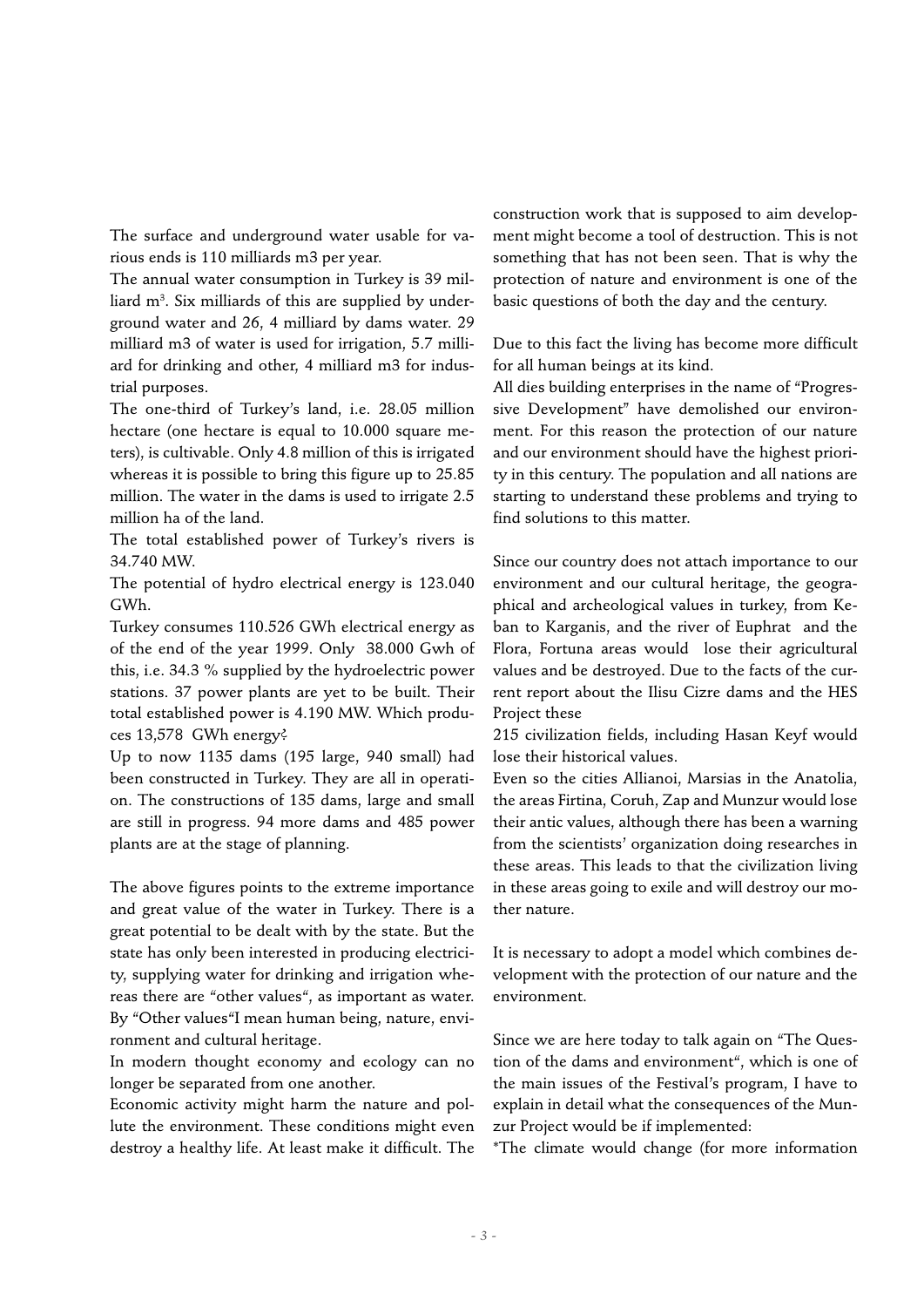The surface and underground water usable for various ends is 110 milliards m3 per year.

The annual water consumption in Turkey is 39 milliard $m^3$. Six milliards of this are supplied by underground water and 26, 4 milliard by dams water. 29 milliard m3 of water is used for irrigation, 5.7 milliard for drinking and other, 4 milliard m3 for industrial purposes.

The one-third of Turkey's land, i.e. 28.05 million hectare (one hectare is equal to 10.000 square meters), is cultivable. Only 4.8 million of this is irrigated whereas it is possible to bring this figure up to 25.85 million. The water in the dams is used to irrigate 2.5 million ha of the land.

The total established power of Turkey's rivers is 34.740 MW.

The potential of hydro electrical energy is 123.040 GWh.

Turkey consumes 110.526 GWh electrical energy as of the end of the year 1999. Only 38.000 Gwh of this, i.e. 34.3 % supplied by the hydroelectric power stations. 37 power plants are yet to be built. Their total established power is 4.190 MW. Which produces 13,578 GWh energy?

Up to now 1135 dams (195 large, 940 small) had been constructed in Turkey. They are all in operation. The constructions of 135 dams, large and small are still in progress. 94 more dams and 485 power plants are at the stage of planning.

The above figures points to the extreme importance and great value of the water in Turkey. There is a great potential to be dealt with by the state. But the state has only been interested in producing electricity, supplying water for drinking and irrigation whereas there are "other values", as important as water. By "Other values" I mean human being, nature, environment and cultural heritage.

In modern thought economy and ecology can no longer be separated from one another.

Economic activity might harm the nature and pollute the environment. These conditions might even destroy a healthy life. At least make it difficult. The construction work that is supposed to aim development might become a tool of destruction. This is not something that has not been seen. That is why the protection of nature and environment is one of the basic questions of both the day and the century.

Due to this fact the living has become more difficult for all human beings at its kind.

All dies building enterprises in the name of "Progressive Development" have demolished our environment. For this reason the protection of our nature and our environment should have the highest priority in this century. The population and all nations are starting to understand these problems and trying to find solutions to this matter.

Since our country does not attach importance to our environment and our cultural heritage, the geographical and archeological values in turkey, from Keban to Karganis, and the river of Euphrat and the Flora, Fortuna areas would lose their agricultural values and be destroyed. Due to the facts of the current report about the Ilisu Cizre dams and the HES Project these

215 civilization fields, including Hasan Keyf would lose their historical values.

Even so the cities Allianoi, Marsias in the Anatolia, the areas Firtina, Coruh, Zap and Munzur would lose their antic values, although there has been a warning from the scientists' organization doing researches in these areas. This leads to that the civilization living in these areas going to exile and will destroy our mother nature.

It is necessary to adopt a model which combines development with the protection of our nature and the environment.

Since we are here today to talk again on "The Question of the dams and environment", which is one of the main issues of the Festival's program, I have to explain in detail what the consequences of the Munzur Project would be if implemented:

*The climate would change (for more information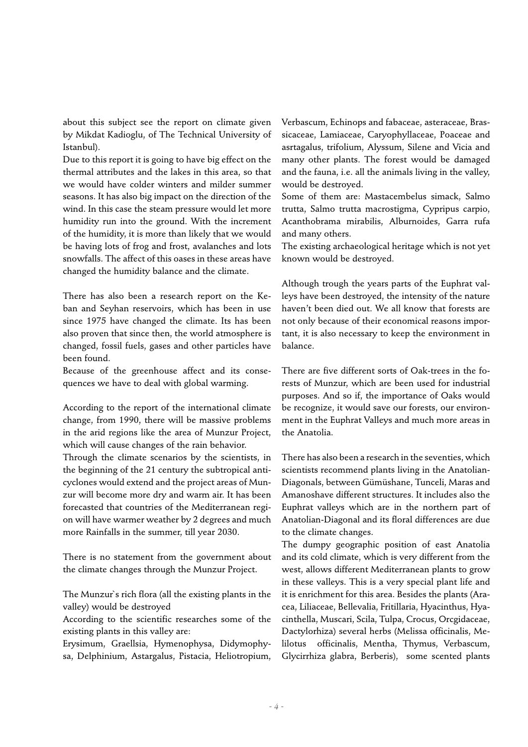about this subject see the report on climate given by Mikdat Kadioglu, of The Technical University of Istanbul).

Due to this report it is going to have big effect on the thermal attributes and the lakes in this area, so that we would have colder winters and milder summer seasons. It has also big impact on the direction of the wind. In this case the steam pressure would let more humidity run into the ground. With the increment of the humidity, it is more than likely that we would be having lots of frog and frost, avalanches and lots snowfalls. The affect of this oases in these areas have changed the humidity balance and the climate.

There has also been a research report on the Keban and Seyhan reservoirs, which has been in use since 1975 have changed the climate. Its has been also proven that since then, the world atmosphere is changed, fossil fuels, gases and other particles have been found.

Because of the greenhouse affect and its consequences we have to deal with global warming.

According to the report of the international climate change, from 1990, there will be massive problems in the arid regions like the area of Munzur Project, which will cause changes of the rain behavior.

Through the climate scenarios by the scientists, in the beginning of the 21 century the subtropical anticyclones would extend and the project areas of Munzur will become more dry and warm air. It has been forecasted that countries of the Mediterranean region will have warmer weather by 2 degrees and much more Rainfalls in the summer, till year 2030.

There is no statement from the government about the climate changes through the Munzur Project.

The Munzur`s rich flora (all the existing plants in the valley) would be destroyed

According to the scientific researches some of the existing plants in this valley are:

Erysimum, Graellsia, Hymenophysa, Didymophysa, Delphinium, Astargalus, Pistacia, Heliotropium, Verbascum, Echinops and fabaceae, asteraceae, Brassicaceae, Lamiaceae, Caryophyllaceae, Poaceae and asrtagalus, trifolium, Alyssum, Silene and Vicia and many other plants. The forest would be damaged and the fauna, i.e. all the animals living in the valley, would be destroyed.

Some of them are: Mastacembelus simack, Salmo trutta, Salmo trutta macrostigma, Cypripus carpio, Acanthobrama mirabilis, Alburnoides, Garra rufa and many others.

The existing archaeological heritage which is not yet known would be destroyed.

Although trough the years parts of the Euphrat valleys have been destroyed, the intensity of the nature haven't been died out. We all know that forests are not only because of their economical reasons important, it is also necessary to keep the environment in balance.

There are five different sorts of Oak-trees in the forests of Munzur, which are been used for industrial purposes. And so if, the importance of Oaks would be recognize, it would save our forests, our environment in the Euphrat Valleys and much more areas in the Anatolia.

There has also been a research in the seventies, which scientists recommend plants living in the Anatolian-Diagonals, between Gümüshane, Tunceli, Maras and Amanoshave different structures. It includes also the Euphrat valleys which are in the northern part of Anatolian-Diagonal and its floral differences are due to the climate changes.

The dumpy geographic position of east Anatolia and its cold climate, which is very different from the west, allows different Mediterranean plants to grow in these valleys. This is a very special plant life and it is enrichment for this area. Besides the plants (Aracea, Liliaceae, Bellevalia, Fritillaria, Hyacinthus, Hyacinthella, Muscari, Scila, Tulpa, Crocus, Orcgidaceae, Dactylorhiza) several herbs (Melissa officinalis, Melilotus officinalis, Mentha, Thymus, Verbascum, Glycirrhiza glabra, Berberis), some scented plants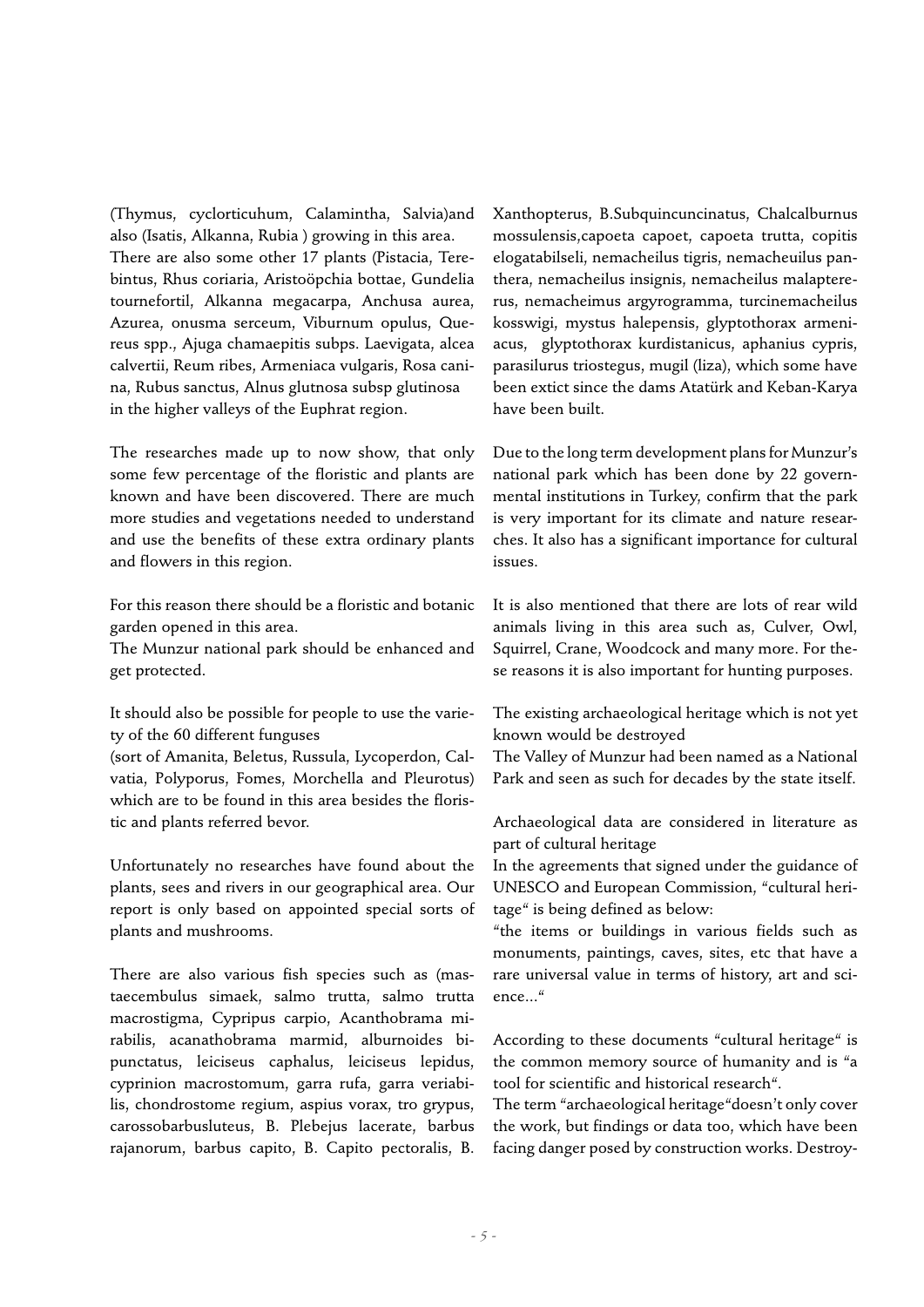(Thymus, cyclorticuhum, Calamintha, Salvia)and also (Isatis, Alkanna, Rubia ) growing in this area. There are also some other 17 plants (Pistacia, Terebintus, Rhus coriaria, Aristoöpchia bottae, Gundelia tournefortil, Alkanna megacarpa, Anchusa aurea, Azurea, onusma serceum, Viburnum opulus, Quereus spp., Ajuga chamaepitis subps. Laevigata, alcea calvertii, Reum ribes, Armeniaca vulgaris, Rosa canina, Rubus sanctus, Alnus glutnosa subsp glutinosa in the higher valleys of the Euphrat region.

The researches made up to now show, that only some few percentage of the floristic and plants are known and have been discovered. There are much more studies and vegetations needed to understand and use the benefits of these extra ordinary plants and flowers in this region.

For this reason there should be a floristic and botanic garden opened in this area.
The Munzur national park should be enhanced and get protected.

It should also be possible for people to use the variety of the 60 different funguses
(sort of Amanita, Beletus, Russula, Lycoperdon, Calvatia, Polyporus, Fomes, Morchella and Pleurotus) which are to be found in this area besides the floristic and plants referred bevor.

Unfortunately no researches have found about the plants, sees and rivers in our geographical area. Our report is only based on appointed special sorts of plants and mushrooms.

There are also various fish species such as (mastaecembulus simaek, salmo trutta, salmo trutta macrostigma, Cypripus carpio, Acanthobrama mirabilis, acanathobrama marmid, alburnoides bipunctatus, leiciseus caphalus, leiciseus lepidus, cyprinion macrostomum, garra rufa, garra veriabilis, chondrostome regium, aspius vorax, tro grypus, carossobarbusluteus, B. Plebejus lacerate, barbus rajanorum, barbus capito, B. Capito pectoralis, B. Xanthopterus, B.Subquincuncinatus, Chalcalburnus mossulensis,capoeta capoet, capoeta trutta, copitis elogatabilseli, nemacheilus tigris, nemacheuilus panthera, nemacheilus insignis, nemacheilus malaptererus, nemacheimus argyrogramma, turcinemacheilus kosswigi, mystus halepensis, glyptothorax armeniacus, glyptothorax kurdistanicus, aphanius cypris, parasilurus triostegus, mugil (liza), which some have been extict since the dams Atatürk and Keban-Karya have been built.

Due to the long term development plans for Munzur's national park which has been done by 22 governmental institutions in Turkey, confirm that the park is very important for its climate and nature researches. It also has a significant importance for cultural issues.

It is also mentioned that there are lots of rear wild animals living in this area such as, Culver, Owl, Squirrel, Crane, Woodcock and many more. For these reasons it is also important for hunting purposes.

The existing archaeological heritage which is not yet known would be destroyed
The Valley of Munzur had been named as a National Park and seen as such for decades by the state itself.

Archaeological data are considered in literature as part of cultural heritage
In the agreements that signed under the guidance of UNESCO and European Commission, "cultural heritage" is being defined as below:
"the items or buildings in various fields such as monuments, paintings, caves, sites, etc that have a rare universal value in terms of history, art and science..."

According to these documents "cultural heritage" is the common memory source of humanity and is "a tool for scientific and historical research".
The term "archaeological heritage"doesn't only cover the work, but findings or data too, which have been facing danger posed by construction works. Destroy-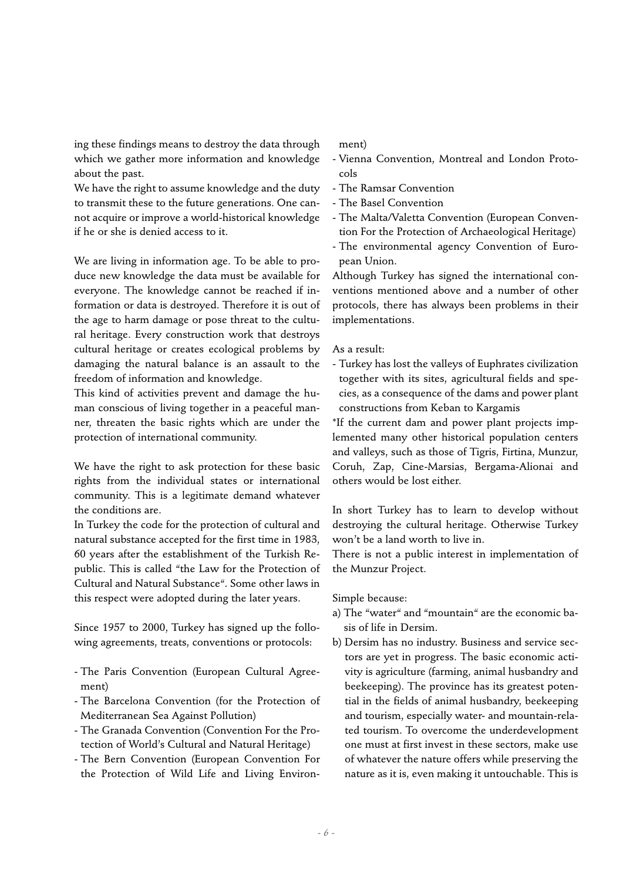ing these findings means to destroy the data through which we gather more information and knowledge about the past.

We have the right to assume knowledge and the duty to transmit these to the future generations. One cannot acquire or improve a world-historical knowledge if he or she is denied access to it.

We are living in information age. To be able to produce new knowledge the data must be available for everyone. The knowledge cannot be reached if information or data is destroyed. Therefore it is out of the age to harm damage or pose threat to the cultural heritage. Every construction work that destroys cultural heritage or creates ecological problems by damaging the natural balance is an assault to the freedom of information and knowledge.

This kind of activities prevent and damage the human conscious of living together in a peaceful manner, threaten the basic rights which are under the protection of international community.

We have the right to ask protection for these basic rights from the individual states or international community. This is a legitimate demand whatever the conditions are.

In Turkey the code for the protection of cultural and natural substance accepted for the first time in 1983, 60 years after the establishment of the Turkish Republic. This is called "the Law for the Protection of Cultural and Natural Substance". Some other laws in this respect were adopted during the later years.

Since 1957 to 2000, Turkey has signed up the following agreements, treats, conventions or protocols:

- The Paris Convention (European Cultural Agreement)
- The Barcelona Convention (for the Protection of Mediterranean Sea Against Pollution)
- The Granada Convention (Convention For the Protection of World's Cultural and Natural Heritage)
- The Bern Convention (European Convention For the Protection of Wild Life and Living Environment)
- Vienna Convention, Montreal and London Protocols
- The Ramsar Convention
- The Basel Convention
- The Malta/Valetta Convention (European Convention For the Protection of Archaeological Heritage)
- The environmental agency Convention of European Union.

Although Turkey has signed the international conventions mentioned above and a number of other protocols, there has always been problems in their implementations.

As a result:

- Turkey has lost the valleys of Euphrates civilization together with its sites, agricultural fields and species, as a consequence of the dams and power plant constructions from Keban to Kargamis

*If the current dam and power plant projects implemented many other historical population centers and valleys, such as those of Tigris, Fırtına, Munzur, Coruh, Zap, Cine-Marsias, Bergama-Alionai and others would be lost either.

In short Turkey has to learn to develop without destroying the cultural heritage. Otherwise Turkey won't be a land worth to live in.

There is not a public interest in implementation of the Munzur Project.

Simple because:

a) The "water" and "mountain" are the economic basis of life in Dersim.
b) Dersim has no industry. Business and service sectors are yet in progress. The basic economic activity is agriculture (farming, animal husbandry and beekeeping). The province has its greatest potential in the fields of animal husbandry, beekeeping and tourism, especially water- and mountain-related tourism. To overcome the underdevelopment one must at first invest in these sectors, make use of whatever the nature offers while preserving the nature as it is, even making it untouchable. This is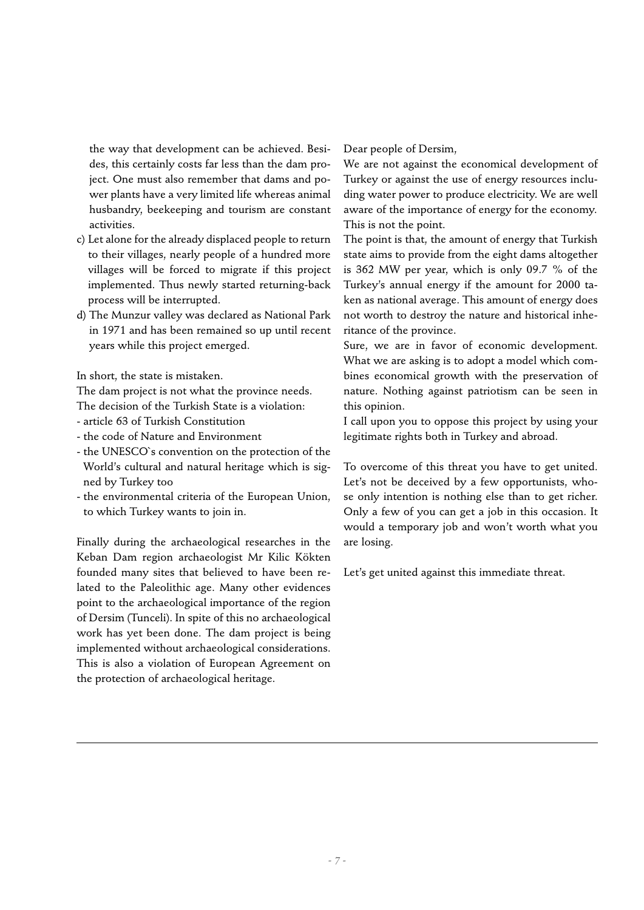the way that development can be achieved. Besides, this certainly costs far less than the dam project. One must also remember that dams and power plants have a very limited life whereas animal husbandry, beekeeping and tourism are constant activities.

c) Let alone for the already displaced people to return to their villages, nearly people of a hundred more villages will be forced to migrate if this project implemented. Thus newly started returning-back process will be interrupted.
d) The Munzur valley was declared as National Park in 1971 and has been remained so up until recent years while this project emerged.

In short, the state is mistaken.

The dam project is not what the province needs.

The decision of the Turkish State is a violation:

- article 63 of Turkish Constitution
- the code of Nature and Environment
- the UNESCO`s convention on the protection of the World's cultural and natural heritage which is signed by Turkey too
- the environmental criteria of the European Union, to which Turkey wants to join in.

Finally during the archaeological researches in the Keban Dam region archaeologist Mr Kilic Kökten founded many sites that believed to have been related to the Paleolithic age. Many other evidences point to the archaeological importance of the region of Dersim (Tunceli). In spite of this no archaeological work has yet been done. The dam project is being implemented without archaeological considerations. This is also a violation of European Agreement on the protection of archaeological heritage.

Dear people of Dersim,

We are not against the economical development of Turkey or against the use of energy resources including water power to produce electricity. We are well aware of the importance of energy for the economy. This is not the point.

The point is that, the amount of energy that Turkish state aims to provide from the eight dams altogether is 362 MW per year, which is only 09.7 % of the Turkey's annual energy if the amount for 2000 taken as national average. This amount of energy does not worth to destroy the nature and historical inheritance of the province.

Sure, we are in favor of economic development. What we are asking is to adopt a model which combines economical growth with the preservation of nature. Nothing against patriotism can be seen in this opinion.

I call upon you to oppose this project by using your legitimate rights both in Turkey and abroad.

To overcome of this threat you have to get united. Let's not be deceived by a few opportunists, whose only intention is nothing else than to get richer. Only a few of you can get a job in this occasion. It would a temporary job and won't worth what you are losing.

Let's get united against this immediate threat.